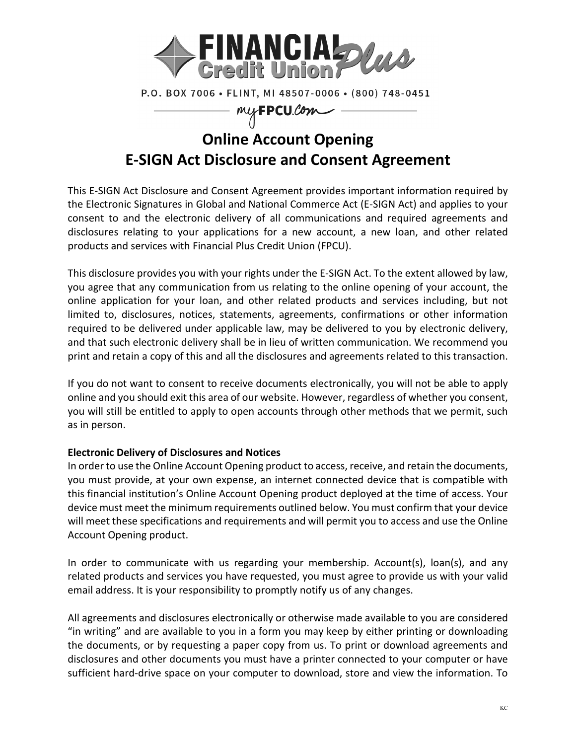FINANCIAL Credit Union Plus

P.O. BOX 7006 • FLINT, MI 48507-0006 • (800) 748-0451

myFPCU.com

# Online Account Opening
# E-SIGN Act Disclosure and Consent Agreement

This E-SIGN Act Disclosure and Consent Agreement provides important information required by the Electronic Signatures in Global and National Commerce Act (E-SIGN Act) and applies to your consent to and the electronic delivery of all communications and required agreements and disclosures relating to your applications for a new account, a new loan, and other related products and services with Financial Plus Credit Union (FPCU).

This disclosure provides you with your rights under the E-SIGN Act. To the extent allowed by law, you agree that any communication from us relating to the online opening of your account, the online application for your loan, and other related products and services including, but not limited to, disclosures, notices, statements, agreements, confirmations or other information required to be delivered under applicable law, may be delivered to you by electronic delivery, and that such electronic delivery shall be in lieu of written communication. We recommend you print and retain a copy of this and all the disclosures and agreements related to this transaction.

If you do not want to consent to receive documents electronically, you will not be able to apply online and you should exit this area of our website. However, regardless of whether you consent, you will still be entitled to apply to open accounts through other methods that we permit, such as in person.

**Electronic Delivery of Disclosures and Notices**

In order to use the Online Account Opening product to access, receive, and retain the documents, you must provide, at your own expense, an internet connected device that is compatible with this financial institution's Online Account Opening product deployed at the time of access. Your device must meet the minimum requirements outlined below. You must confirm that your device will meet these specifications and requirements and will permit you to access and use the Online Account Opening product.

In order to communicate with us regarding your membership. Account(s), loan(s), and any related products and services you have requested, you must agree to provide us with your valid email address. It is your responsibility to promptly notify us of any changes.

All agreements and disclosures electronically or otherwise made available to you are considered "in writing" and are available to you in a form you may keep by either printing or downloading the documents, or by requesting a paper copy from us. To print or download agreements and disclosures and other documents you must have a printer connected to your computer or have sufficient hard-drive space on your computer to download, store and view the information. To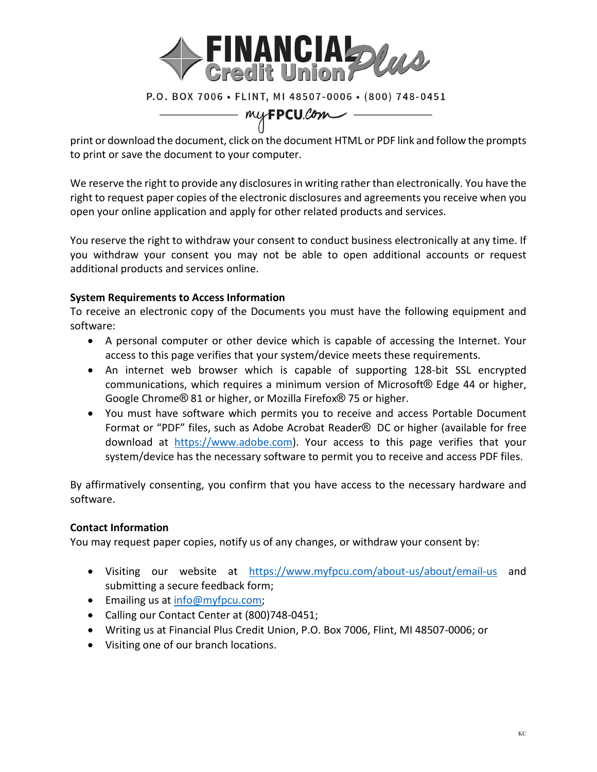print or download the document, click on the document HTML or PDF link and follow the prompts to print or save the document to your computer.

We reserve the right to provide any disclosures in writing rather than electronically. You have the right to request paper copies of the electronic disclosures and agreements you receive when you open your online application and apply for other related products and services.

You reserve the right to withdraw your consent to conduct business electronically at any time. If you withdraw your consent you may not be able to open additional accounts or request additional products and services online.

**System Requirements to Access Information**

To receive an electronic copy of the Documents you must have the following equipment and software:

- A personal computer or other device which is capable of accessing the Internet. Your access to this page verifies that your system/device meets these requirements.
- An internet web browser which is capable of supporting 128-bit SSL encrypted communications, which requires a minimum version of Microsoft® Edge 44 or higher, Google Chrome® 81 or higher, or Mozilla Firefox® 75 or higher.
- You must have software which permits you to receive and access Portable Document Format or "PDF" files, such as Adobe Acrobat Reader® DC or higher (available for free download at https://www.adobe.com). Your access to this page verifies that your system/device has the necessary software to permit you to receive and access PDF files.

By affirmatively consenting, you confirm that you have access to the necessary hardware and software.

**Contact Information**

You may request paper copies, notify us of any changes, or withdraw your consent by:

- Visiting our website at https://www.myfpcu.com/about-us/about/email-us and submitting a secure feedback form;
- Emailing us at info@myfpcu.com;
- Calling our Contact Center at (800)748-0451;
- Writing us at Financial Plus Credit Union, P.O. Box 7006, Flint, MI 48507-0006; or
- Visiting one of our branch locations.